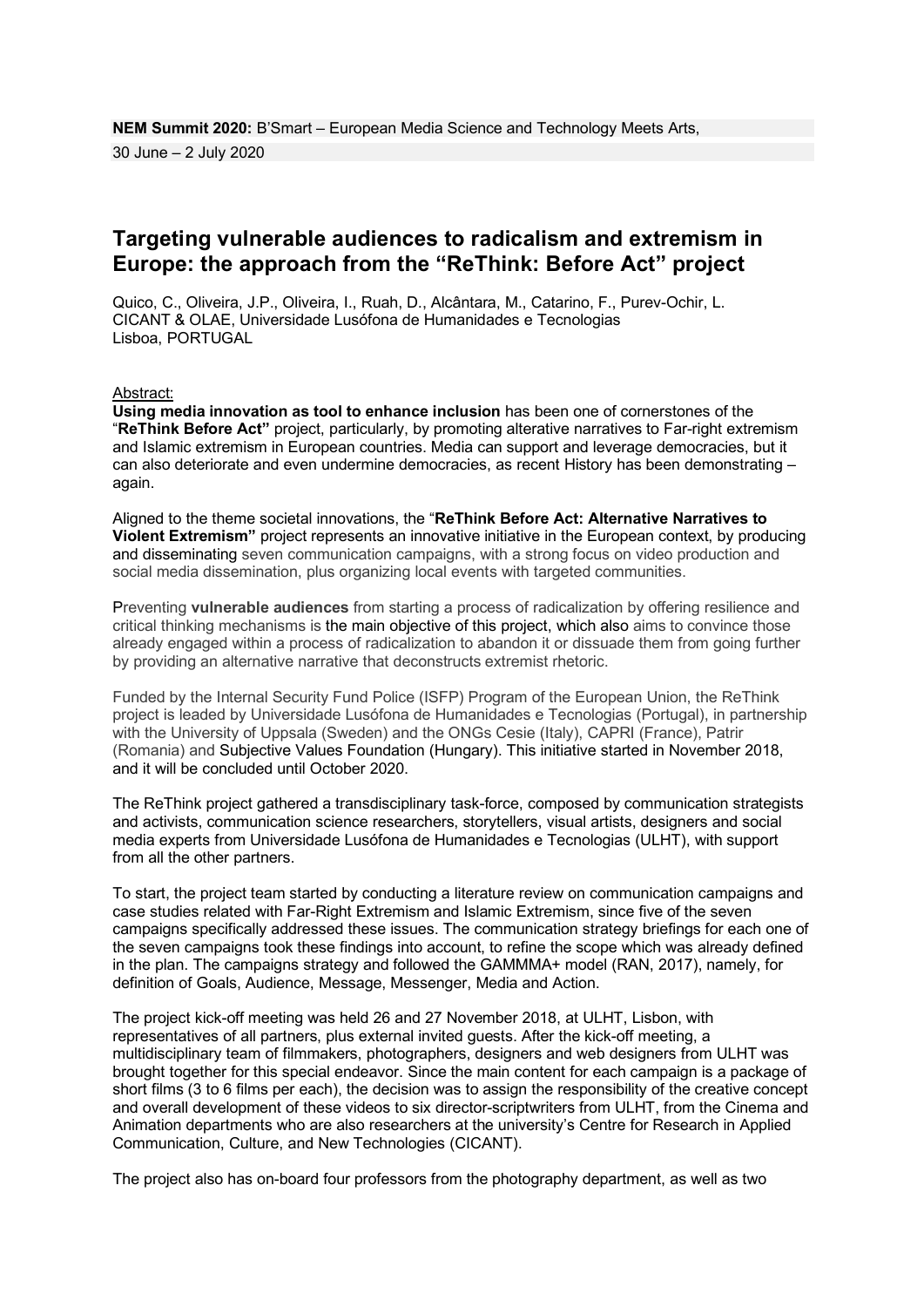**NEM Summit 2020:** B'Smart – European Media Science and Technology Meets Arts,

30 June – 2 July 2020

# Targeting vulnerable audiences to radicalism and extremism in Europe: the approach from the "ReThink: Before Act" project

Quico, C., Oliveira, J.P., Oliveira, I., Ruah, D., Alcântara, M., Catarino, F., Purev-Ochir, L.
CICANT & OLAE, Universidade Lusófona de Humanidades e Tecnologias
Lisboa, PORTUGAL

Abstract:

**Using media innovation as tool to enhance inclusion** has been one of cornerstones of the "**ReThink Before Act"** project, particularly, by promoting alterative narratives to Far-right extremism and Islamic extremism in European countries. Media can support and leverage democracies, but it can also deteriorate and even undermine democracies, as recent History has been demonstrating – again.

Aligned to the theme societal innovations, the "**ReThink Before Act: Alternative Narratives to Violent Extremism"** project represents an innovative initiative in the European context, by producing and disseminating seven communication campaigns, with a strong focus on video production and social media dissemination, plus organizing local events with targeted communities.

Preventing **vulnerable audiences** from starting a process of radicalization by offering resilience and critical thinking mechanisms is the main objective of this project, which also aims to convince those already engaged within a process of radicalization to abandon it or dissuade them from going further by providing an alternative narrative that deconstructs extremist rhetoric.

Funded by the Internal Security Fund Police (ISFP) Program of the European Union, the ReThink project is leaded by Universidade Lusófona de Humanidades e Tecnologias (Portugal), in partnership with the University of Uppsala (Sweden) and the ONGs Cesie (Italy), CAPRI (France), Patrir (Romania) and Subjective Values Foundation (Hungary). This initiative started in November 2018, and it will be concluded until October 2020.

The ReThink project gathered a transdisciplinary task-force, composed by communication strategists and activists, communication science researchers, storytellers, visual artists, designers and social media experts from Universidade Lusófona de Humanidades e Tecnologias (ULHT), with support from all the other partners.

To start, the project team started by conducting a literature review on communication campaigns and case studies related with Far-Right Extremism and Islamic Extremism, since five of the seven campaigns specifically addressed these issues. The communication strategy briefings for each one of the seven campaigns took these findings into account, to refine the scope which was already defined in the plan. The campaigns strategy and followed the GAMMMA+ model (RAN, 2017), namely, for definition of Goals, Audience, Message, Messenger, Media and Action.

The project kick-off meeting was held 26 and 27 November 2018, at ULHT, Lisbon, with representatives of all partners, plus external invited guests. After the kick-off meeting, a multidisciplinary team of filmmakers, photographers, designers and web designers from ULHT was brought together for this special endeavor. Since the main content for each campaign is a package of short films (3 to 6 films per each), the decision was to assign the responsibility of the creative concept and overall development of these videos to six director-scriptwriters from ULHT, from the Cinema and Animation departments who are also researchers at the university's Centre for Research in Applied Communication, Culture, and New Technologies (CICANT).

The project also has on-board four professors from the photography department, as well as two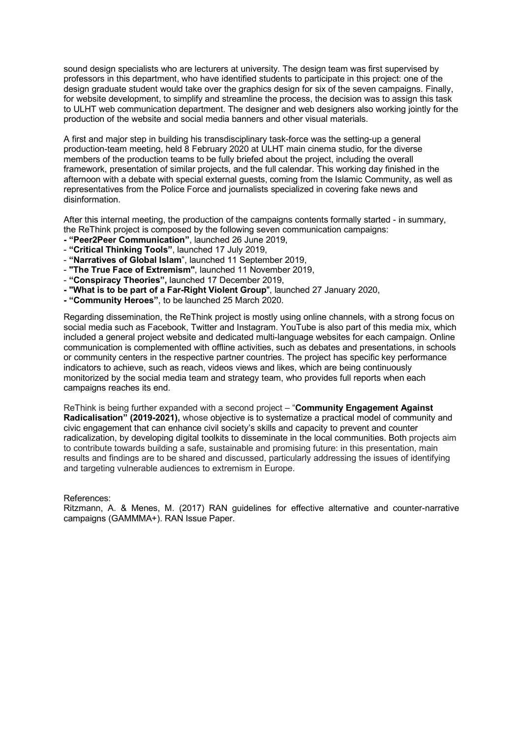sound design specialists who are lecturers at university. The design team was first supervised by professors in this department, who have identified students to participate in this project: one of the design graduate student would take over the graphics design for six of the seven campaigns. Finally, for website development, to simplify and streamline the process, the decision was to assign this task to ULHT web communication department. The designer and web designers also working jointly for the production of the website and social media banners and other visual materials.

A first and major step in building his transdisciplinary task-force was the setting-up a general production-team meeting, held 8 February 2020 at ULHT main cinema studio, for the diverse members of the production teams to be fully briefed about the project, including the overall framework, presentation of similar projects, and the full calendar. This working day finished in the afternoon with a debate with special external guests, coming from the Islamic Community, as well as representatives from the Police Force and journalists specialized in covering fake news and disinformation.

After this internal meeting, the production of the campaigns contents formally started - in summary, the ReThink project is composed by the following seven communication campaigns:

- **"Peer2Peer Communication"**, launched 26 June 2019,
- **"Critical Thinking Tools"**, launched 17 July 2019,
- **"Narratives of Global Islam**", launched 11 September 2019,
- **"The True Face of Extremism"**, launched 11 November 2019,
- **"Conspiracy Theories",** launched 17 December 2019,
- **"What is to be part of a Far-Right Violent Group**", launched 27 January 2020,
- **"Community Heroes"**, to be launched 25 March 2020.

Regarding dissemination, the ReThink project is mostly using online channels, with a strong focus on social media such as Facebook, Twitter and Instagram. YouTube is also part of this media mix, which included a general project website and dedicated multi-language websites for each campaign. Online communication is complemented with offline activities, such as debates and presentations, in schools or community centers in the respective partner countries. The project has specific key performance indicators to achieve, such as reach, videos views and likes, which are being continuously monitorized by the social media team and strategy team, who provides full reports when each campaigns reaches its end.

ReThink is being further expanded with a second project – "**Community Engagement Against Radicalisation" (2019-2021),** whose objective is to systematize a practical model of community and civic engagement that can enhance civil society's skills and capacity to prevent and counter radicalization, by developing digital toolkits to disseminate in the local communities. Both projects aim to contribute towards building a safe, sustainable and promising future: in this presentation, main results and findings are to be shared and discussed, particularly addressing the issues of identifying and targeting vulnerable audiences to extremism in Europe.

References:

Ritzmann, A. & Menes, M. (2017) RAN guidelines for effective alternative and counter-narrative campaigns (GAMMMA+). RAN Issue Paper.